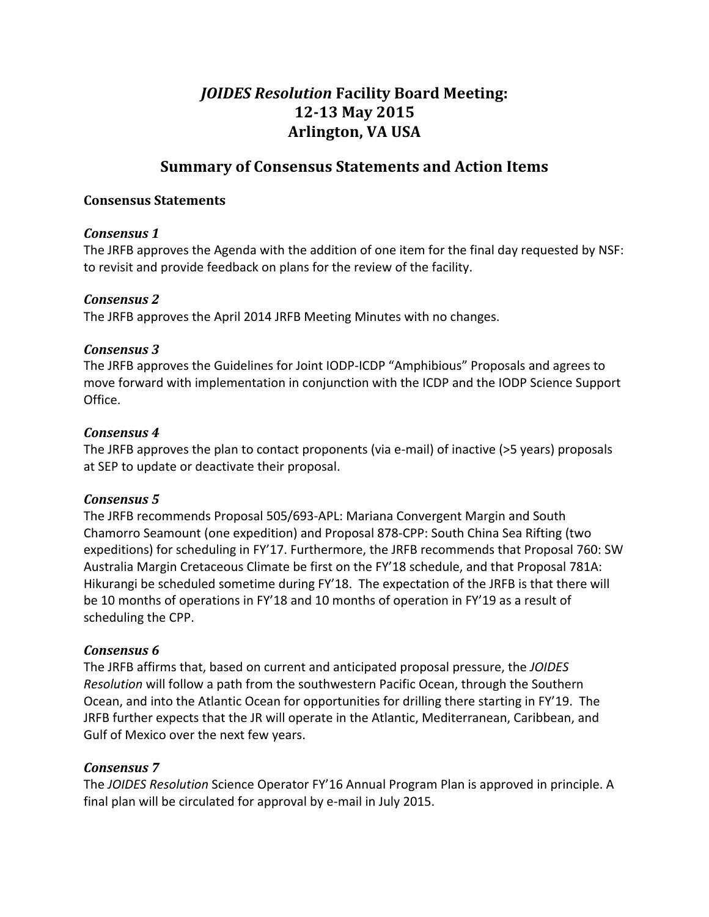# *JOIDES Resolution* Facility Board Meeting: 12-13 May 2015 Arlington, VA USA

## Summary of Consensus Statements and Action Items

### Consensus Statements

#### *Consensus 1*

The JRFB approves the Agenda with the addition of one item for the final day requested by NSF: to revisit and provide feedback on plans for the review of the facility.

#### *Consensus 2*

The JRFB approves the April 2014 JRFB Meeting Minutes with no changes.

#### *Consensus 3*

The JRFB approves the Guidelines for Joint IODP-ICDP "Amphibious" Proposals and agrees to move forward with implementation in conjunction with the ICDP and the IODP Science Support Office.

#### *Consensus 4*

The JRFB approves the plan to contact proponents (via e-mail) of inactive (>5 years) proposals at SEP to update or deactivate their proposal.

#### *Consensus 5*

The JRFB recommends Proposal 505/693-APL: Mariana Convergent Margin and South Chamorro Seamount (one expedition) and Proposal 878-CPP: South China Sea Rifting (two expeditions) for scheduling in FY'17. Furthermore, the JRFB recommends that Proposal 760: SW Australia Margin Cretaceous Climate be first on the FY'18 schedule, and that Proposal 781A: Hikurangi be scheduled sometime during FY'18. The expectation of the JRFB is that there will be 10 months of operations in FY'18 and 10 months of operation in FY'19 as a result of scheduling the CPP.

#### *Consensus 6*

The JRFB affirms that, based on current and anticipated proposal pressure, the *JOIDES Resolution* will follow a path from the southwestern Pacific Ocean, through the Southern Ocean, and into the Atlantic Ocean for opportunities for drilling there starting in FY'19. The JRFB further expects that the JR will operate in the Atlantic, Mediterranean, Caribbean, and Gulf of Mexico over the next few years.

#### *Consensus 7*

The *JOIDES Resolution* Science Operator FY'16 Annual Program Plan is approved in principle. A final plan will be circulated for approval by e-mail in July 2015.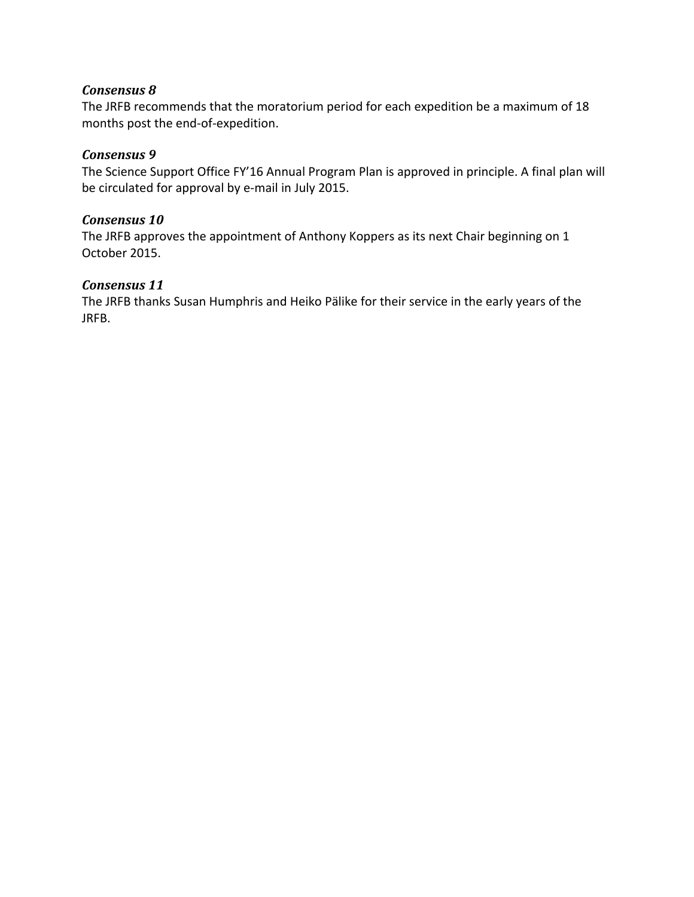### *Consensus 8*

The JRFB recommends that the moratorium period for each expedition be a maximum of 18 months post the end-of-expedition.

### *Consensus 9*

The Science Support Office FY'16 Annual Program Plan is approved in principle. A final plan will be circulated for approval by e-mail in July 2015.

### *Consensus 10*

The JRFB approves the appointment of Anthony Koppers as its next Chair beginning on 1 October 2015.

### *Consensus 11*

The JRFB thanks Susan Humphris and Heiko Pälike for their service in the early years of the JRFB.